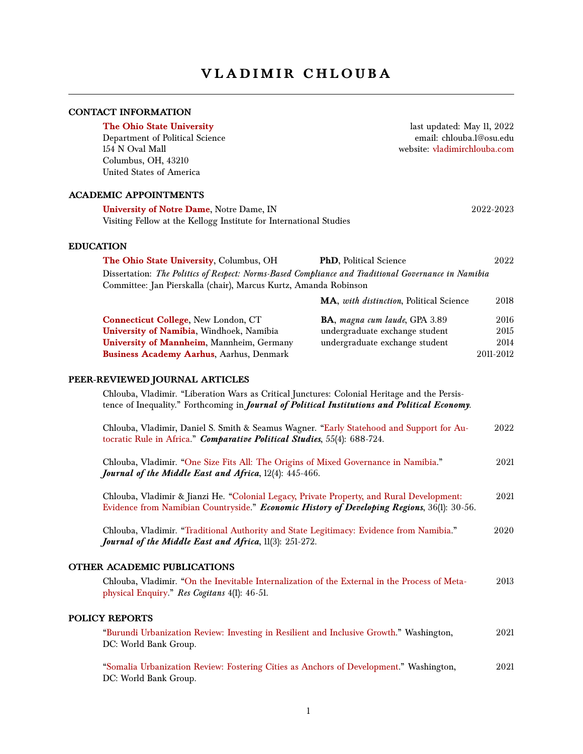# VLADIMIR CHLOUBA

## CONTACT INFORMATION

**The Ohio State University**
Department of Political Science
154 N Oval Mall
Columbus, OH, 43210
United States of America

last updated: May 11, 2022
email: chlouba.1@osu.edu
website: vladimirchlouba.com

## ACADEMIC APPOINTMENTS

**University of Notre Dame**, Notre Dame, IN — 2022-2023
Visiting Fellow at the Kellogg Institute for International Studies

## EDUCATION

**The Ohio State University**, Columbus, OH — **PhD**, Political Science — 2022
Dissertation: *The Politics of Respect: Norms-Based Compliance and Traditional Governance in Namibia*
Committee: Jan Pierskalla (chair), Marcus Kurtz, Amanda Robinson

**MA**, *with distinction*, Political Science — 2018

**Connecticut College**, New London, CT — **BA**, *magna cum laude*, GPA 3.89 — 2016
**University of Namibia**, Windhoek, Namibia — undergraduate exchange student — 2015
**University of Mannheim**, Mannheim, Germany — undergraduate exchange student — 2014
**Business Academy Aarhus**, Aarhus, Denmark — 2011-2012

## PEER-REVIEWED JOURNAL ARTICLES

Chlouba, Vladimir. "Liberation Wars as Critical Junctures: Colonial Heritage and the Persistence of Inequality." Forthcoming in ***Journal of Political Institutions and Political Economy***.

Chlouba, Vladimir, Daniel S. Smith & Seamus Wagner. "Early Statehood and Support for Autocratic Rule in Africa." ***Comparative Political Studies***, 55(4): 688-724. — 2022

Chlouba, Vladimir. "One Size Fits All: The Origins of Mixed Governance in Namibia." ***Journal of the Middle East and Africa***, 12(4): 445-466. — 2021

Chlouba, Vladimir & Jianzi He. "Colonial Legacy, Private Property, and Rural Development: Evidence from Namibian Countryside." ***Economic History of Developing Regions***, 36(1): 30-56. — 2021

Chlouba, Vladimir. "Traditional Authority and State Legitimacy: Evidence from Namibia." ***Journal of the Middle East and Africa***, 11(3): 251-272. — 2020

## OTHER ACADEMIC PUBLICATIONS

Chlouba, Vladimir. "On the Inevitable Internalization of the External in the Process of Metaphysical Enquiry." *Res Cogitans* 4(1): 46-51. — 2013

## POLICY REPORTS

"Burundi Urbanization Review: Investing in Resilient and Inclusive Growth." Washington, DC: World Bank Group. — 2021

"Somalia Urbanization Review: Fostering Cities as Anchors of Development." Washington, DC: World Bank Group. — 2021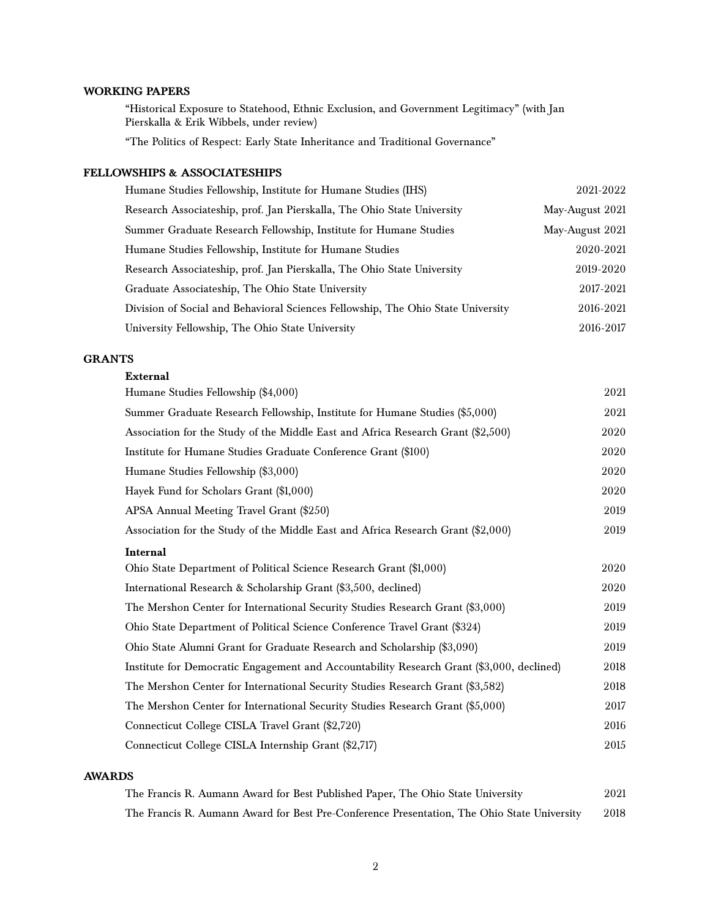## WORKING PAPERS

"Historical Exposure to Statehood, Ethnic Exclusion, and Government Legitimacy" (with Jan Pierskalla & Erik Wibbels, under review)

"The Politics of Respect: Early State Inheritance and Traditional Governance"

## FELLOWSHIPS & ASSOCIATESHIPS

| | |
|---|---|
| Humane Studies Fellowship, Institute for Humane Studies (IHS) | 2021-2022 |
| Research Associateship, prof. Jan Pierskalla, The Ohio State University | May-August 2021 |
| Summer Graduate Research Fellowship, Institute for Humane Studies | May-August 2021 |
| Humane Studies Fellowship, Institute for Humane Studies | 2020-2021 |
| Research Associateship, prof. Jan Pierskalla, The Ohio State University | 2019-2020 |
| Graduate Associateship, The Ohio State University | 2017-2021 |
| Division of Social and Behavioral Sciences Fellowship, The Ohio State University | 2016-2021 |
| University Fellowship, The Ohio State University | 2016-2017 |

## GRANTS

**External**

| | |
|---|---|
| Humane Studies Fellowship ($4,000) | 2021 |
| Summer Graduate Research Fellowship, Institute for Humane Studies ($5,000) | 2021 |
| Association for the Study of the Middle East and Africa Research Grant ($2,500) | 2020 |
| Institute for Humane Studies Graduate Conference Grant ($100) | 2020 |
| Humane Studies Fellowship ($3,000) | 2020 |
| Hayek Fund for Scholars Grant ($1,000) | 2020 |
| APSA Annual Meeting Travel Grant ($250) | 2019 |
| Association for the Study of the Middle East and Africa Research Grant ($2,000) | 2019 |

**Internal**

| | |
|---|---|
| Ohio State Department of Political Science Research Grant ($1,000) | 2020 |
| International Research & Scholarship Grant ($3,500, declined) | 2020 |
| The Mershon Center for International Security Studies Research Grant ($3,000) | 2019 |
| Ohio State Department of Political Science Conference Travel Grant ($324) | 2019 |
| Ohio State Alumni Grant for Graduate Research and Scholarship ($3,090) | 2019 |
| Institute for Democratic Engagement and Accountability Research Grant ($3,000, declined) | 2018 |
| The Mershon Center for International Security Studies Research Grant ($3,582) | 2018 |
| The Mershon Center for International Security Studies Research Grant ($5,000) | 2017 |
| Connecticut College CISLA Travel Grant ($2,720) | 2016 |
| Connecticut College CISLA Internship Grant ($2,717) | 2015 |

## AWARDS

| | |
|---|---|
| The Francis R. Aumann Award for Best Published Paper, The Ohio State University | 2021 |
| The Francis R. Aumann Award for Best Pre-Conference Presentation, The Ohio State University | 2018 |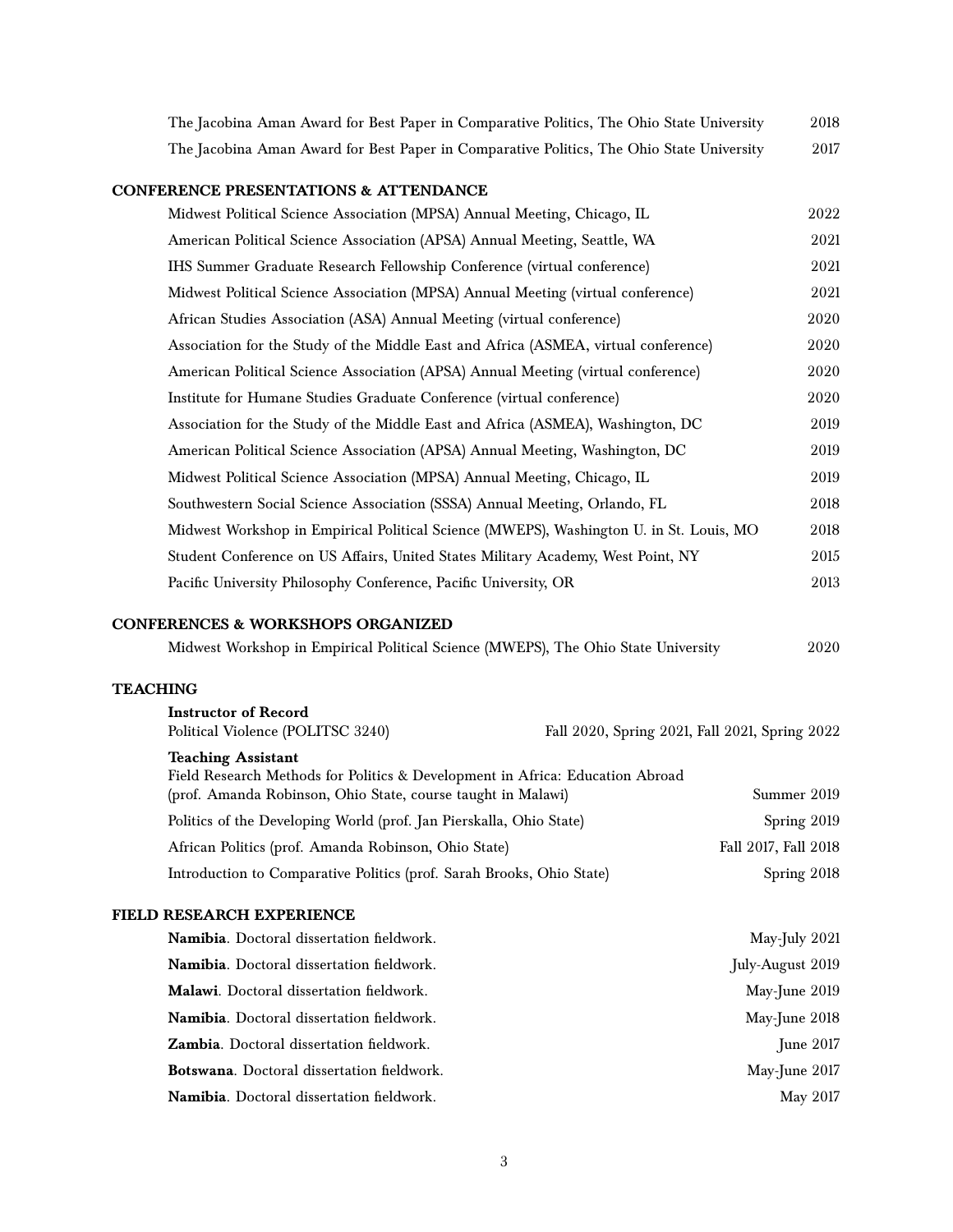The Jacobina Aman Award for Best Paper in Comparative Politics, The Ohio State University 2018

The Jacobina Aman Award for Best Paper in Comparative Politics, The Ohio State University 2017

## CONFERENCE PRESENTATIONS & ATTENDANCE

Midwest Political Science Association (MPSA) Annual Meeting, Chicago, IL 2022

American Political Science Association (APSA) Annual Meeting, Seattle, WA 2021

IHS Summer Graduate Research Fellowship Conference (virtual conference) 2021

Midwest Political Science Association (MPSA) Annual Meeting (virtual conference) 2021

African Studies Association (ASA) Annual Meeting (virtual conference) 2020

Association for the Study of the Middle East and Africa (ASMEA, virtual conference) 2020

American Political Science Association (APSA) Annual Meeting (virtual conference) 2020

Institute for Humane Studies Graduate Conference (virtual conference) 2020

Association for the Study of the Middle East and Africa (ASMEA), Washington, DC 2019

American Political Science Association (APSA) Annual Meeting, Washington, DC 2019

Midwest Political Science Association (MPSA) Annual Meeting, Chicago, IL 2019

Southwestern Social Science Association (SSSA) Annual Meeting, Orlando, FL 2018

Midwest Workshop in Empirical Political Science (MWEPS), Washington U. in St. Louis, MO 2018

Student Conference on US Affairs, United States Military Academy, West Point, NY 2015

Pacific University Philosophy Conference, Pacific University, OR 2013

## CONFERENCES & WORKSHOPS ORGANIZED

Midwest Workshop in Empirical Political Science (MWEPS), The Ohio State University 2020

## TEACHING

**Instructor of Record**

Political Violence (POLITSC 3240) Fall 2020, Spring 2021, Fall 2021, Spring 2022

**Teaching Assistant**

Field Research Methods for Politics & Development in Africa: Education Abroad (prof. Amanda Robinson, Ohio State, course taught in Malawi) Summer 2019

Politics of the Developing World (prof. Jan Pierskalla, Ohio State) Spring 2019

African Politics (prof. Amanda Robinson, Ohio State) Fall 2017, Fall 2018

Introduction to Comparative Politics (prof. Sarah Brooks, Ohio State) Spring 2018

## FIELD RESEARCH EXPERIENCE

**Namibia**. Doctoral dissertation fieldwork. May-July 2021

**Namibia**. Doctoral dissertation fieldwork. July-August 2019

**Malawi**. Doctoral dissertation fieldwork. May-June 2019

**Namibia**. Doctoral dissertation fieldwork. May-June 2018

**Zambia**. Doctoral dissertation fieldwork. June 2017

**Botswana**. Doctoral dissertation fieldwork. May-June 2017

**Namibia**. Doctoral dissertation fieldwork. May 2017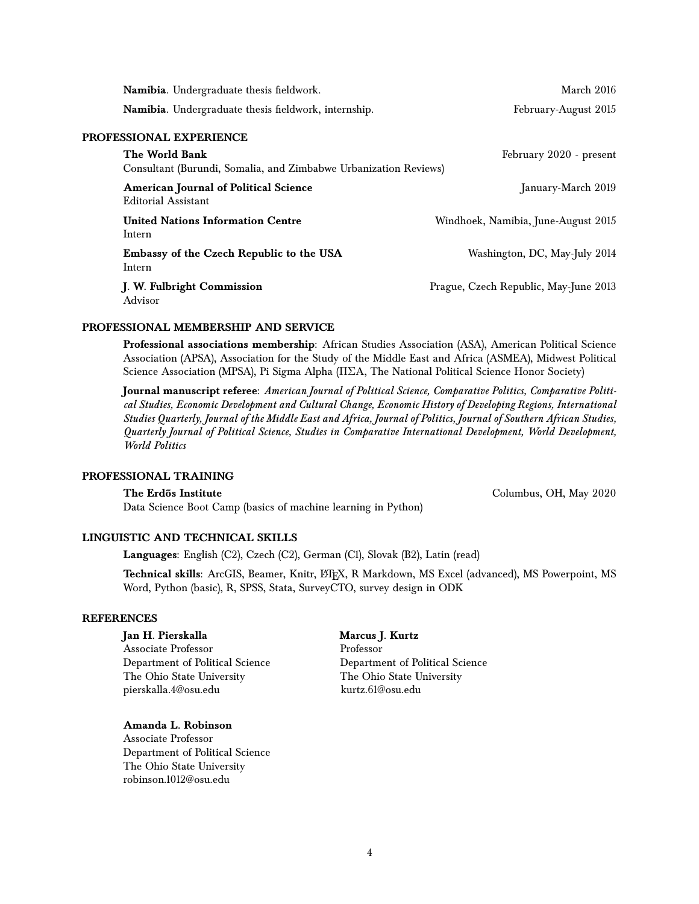**Namibia**. Undergraduate thesis fieldwork. March 2016

**Namibia**. Undergraduate thesis fieldwork, internship. February-August 2015

## PROFESSIONAL EXPERIENCE

**The World Bank** February 2020 - present
Consultant (Burundi, Somalia, and Zimbabwe Urbanization Reviews)

**American Journal of Political Science** January-March 2019
Editorial Assistant

**United Nations Information Centre** Windhoek, Namibia, June-August 2015
Intern

**Embassy of the Czech Republic to the USA** Washington, DC, May-July 2014
Intern

**J. W. Fulbright Commission** Prague, Czech Republic, May-June 2013
Advisor

## PROFESSIONAL MEMBERSHIP AND SERVICE

**Professional associations membership**: African Studies Association (ASA), American Political Science Association (APSA), Association for the Study of the Middle East and Africa (ASMEA), Midwest Political Science Association (MPSA), Pi Sigma Alpha (ΠΣΑ, The National Political Science Honor Society)

**Journal manuscript referee**: *American Journal of Political Science, Comparative Politics, Comparative Political Studies, Economic Development and Cultural Change, Economic History of Developing Regions, International Studies Quarterly, Journal of the Middle East and Africa, Journal of Politics, Journal of Southern African Studies, Quarterly Journal of Political Science, Studies in Comparative International Development, World Development, World Politics*

## PROFESSIONAL TRAINING

**The Erdős Institute** Columbus, OH, May 2020
Data Science Boot Camp (basics of machine learning in Python)

## LINGUISTIC AND TECHNICAL SKILLS

**Languages**: English (C2), Czech (C2), German (C1), Slovak (B2), Latin (read)

**Technical skills**: ArcGIS, Beamer, Knitr, LaTeX, R Markdown, MS Excel (advanced), MS Powerpoint, MS Word, Python (basic), R, SPSS, Stata, SurveyCTO, survey design in ODK

## REFERENCES

**Jan H. Pierskalla**
Associate Professor
Department of Political Science
The Ohio State University
pierskalla.4@osu.edu

**Marcus J. Kurtz**
Professor
Department of Political Science
The Ohio State University
kurtz.61@osu.edu

**Amanda L. Robinson**
Associate Professor
Department of Political Science
The Ohio State University
robinson.1012@osu.edu